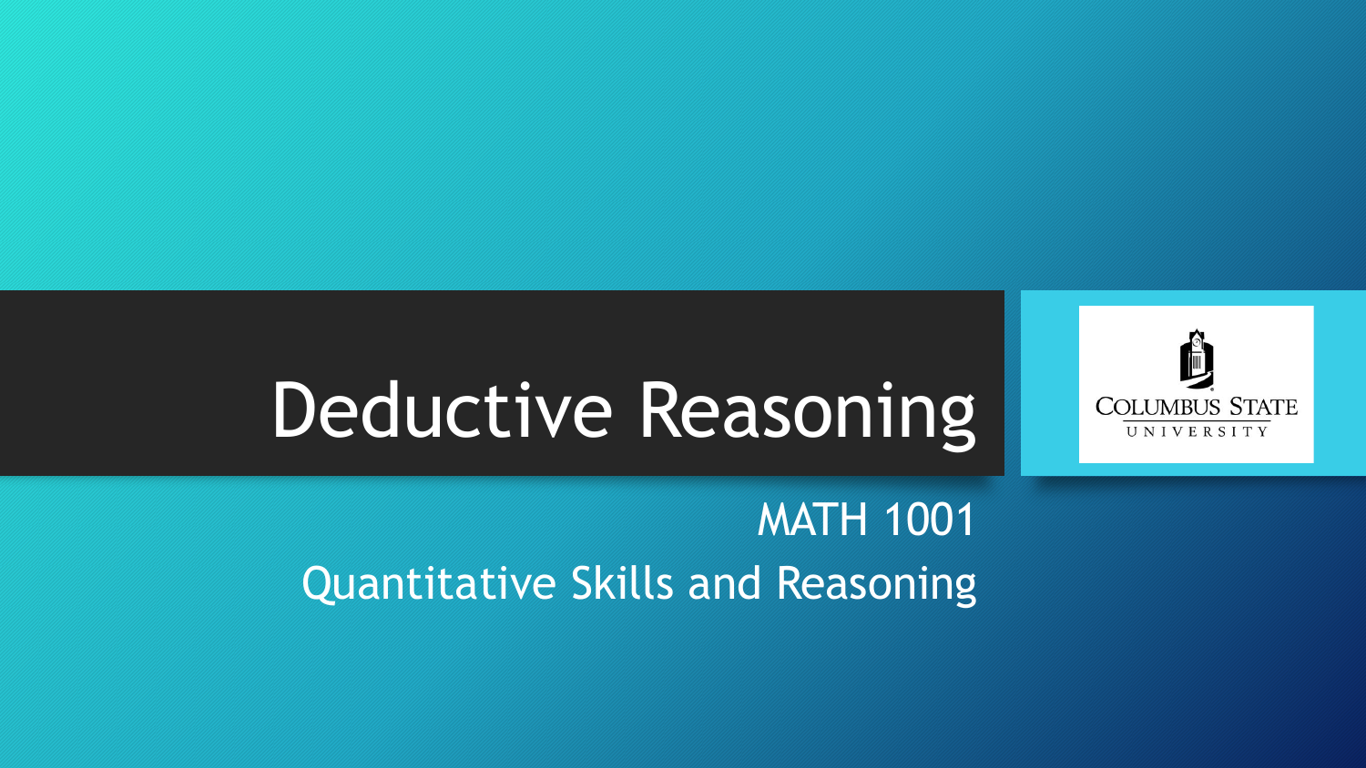# Deductive Reasoning

MATH 1001

Quantitative Skills and Reasoning

COLUMBUS STATE UNIVERSITY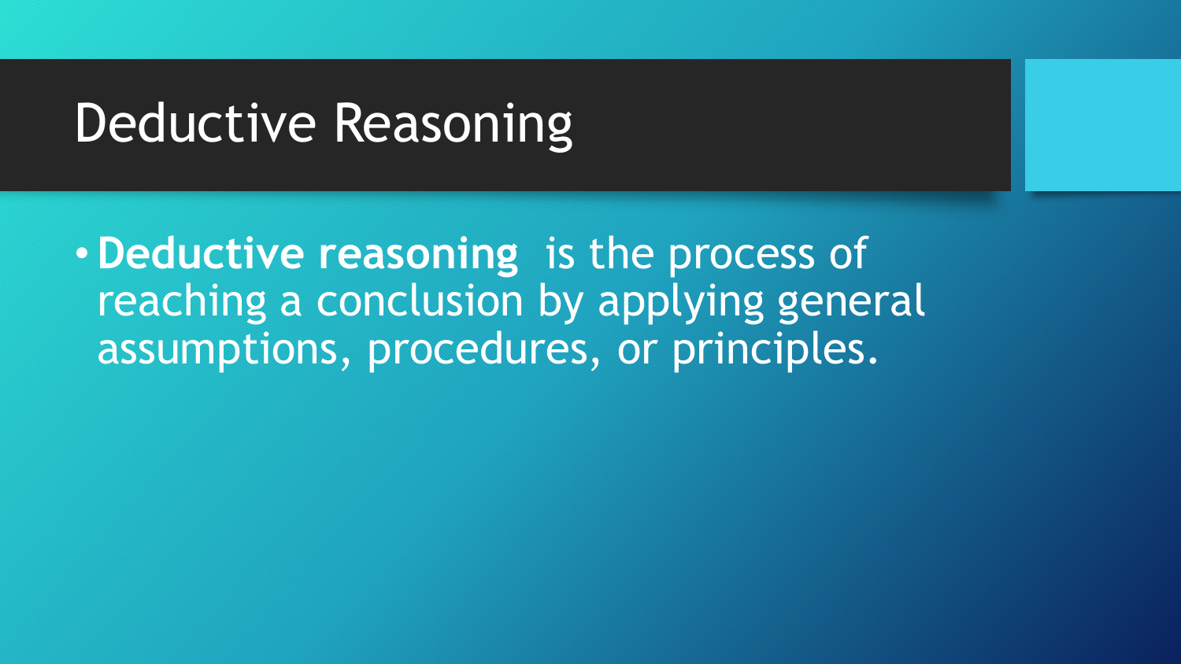# Deductive Reasoning

- **Deductive reasoning** is the process of reaching a conclusion by applying general assumptions, procedures, or principles.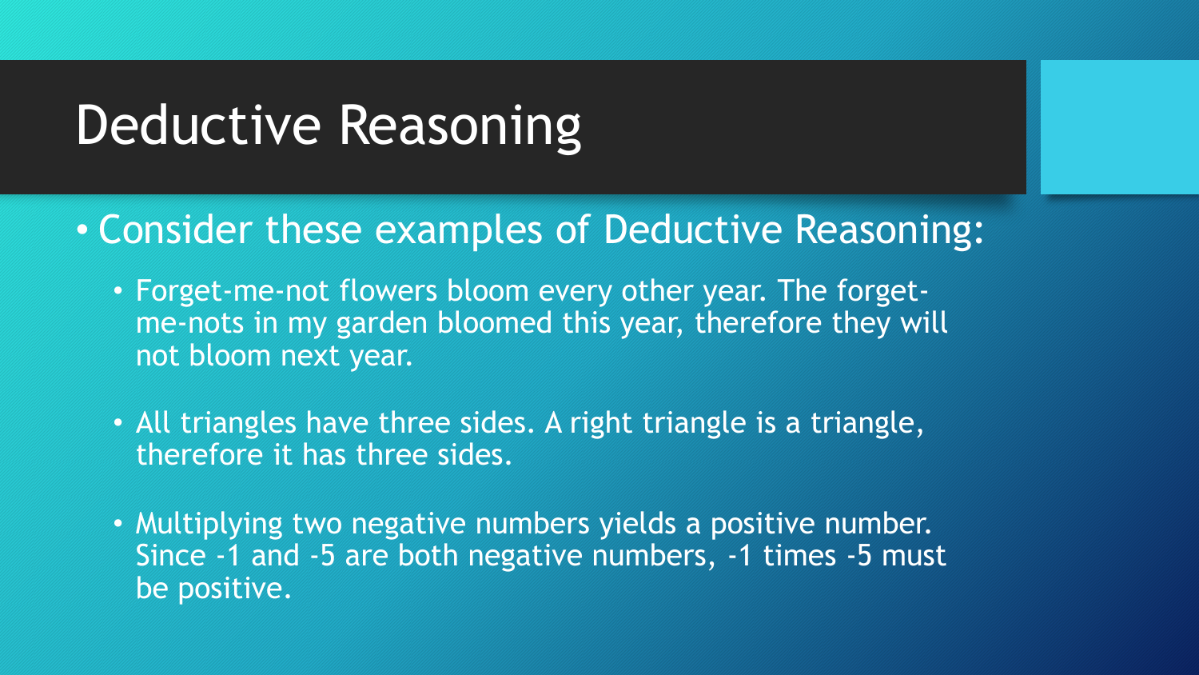# Deductive Reasoning

- Consider these examples of Deductive Reasoning:
  - Forget-me-not flowers bloom every other year. The forget-me-nots in my garden bloomed this year, therefore they will not bloom next year.
  - All triangles have three sides. A right triangle is a triangle, therefore it has three sides.
  - Multiplying two negative numbers yields a positive number. Since -1 and -5 are both negative numbers, -1 times -5 must be positive.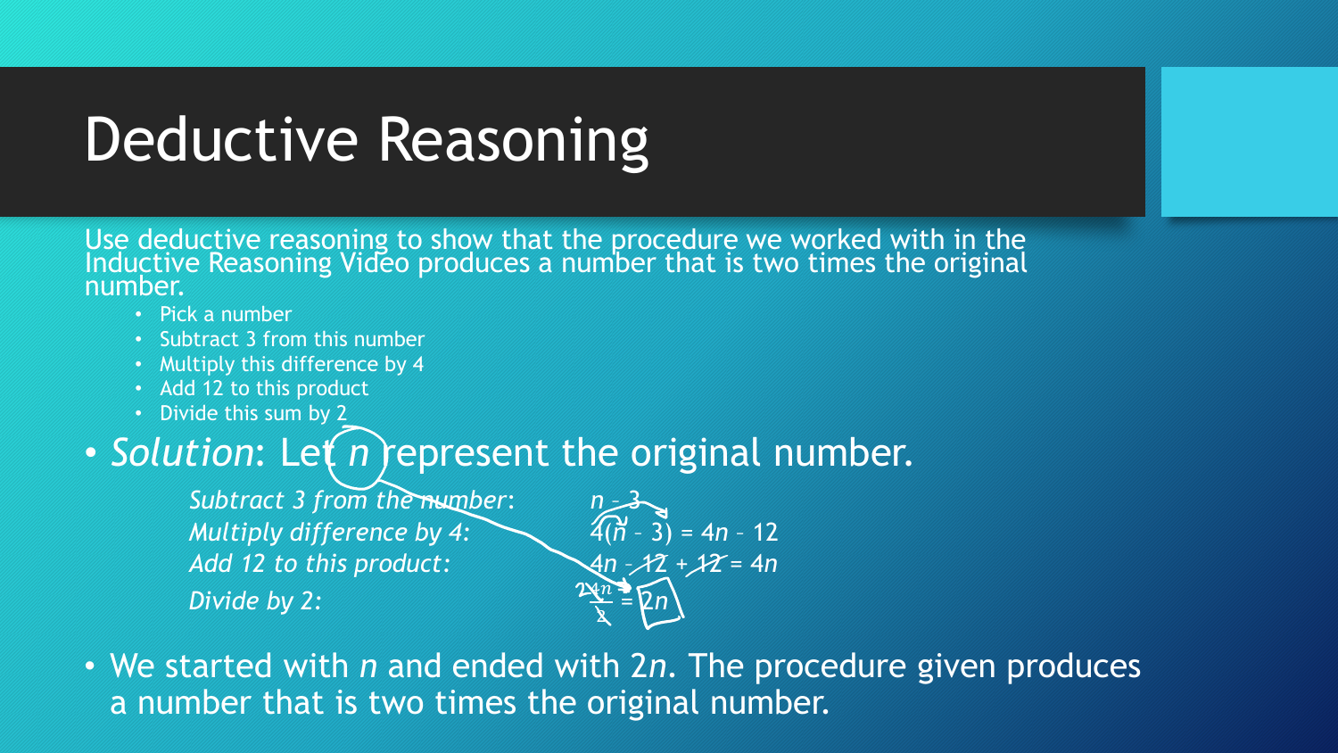# Deductive Reasoning

Use deductive reasoning to show that the procedure we worked with in the Inductive Reasoning Video produces a number that is two times the original number.

- Pick a number
- Subtract 3 from this number
- Multiply this difference by 4
- Add 12 to this product
- Divide this sum by 2

- *Solution*: Let $n$ represent the original number.

| | |
|---|---|
| *Subtract 3 from the number:* | $n - 3$ |
| *Multiply difference by 4:* | $4(n - 3) = 4n - 12$ |
| *Add 12 to this product:* | $4n - 12 + 12 = 4n$ |
| *Divide by 2:* | $\frac{4n}{2} = 2n$ |

- We started with $n$ and ended with $2n$. The procedure given produces a number that is two times the original number.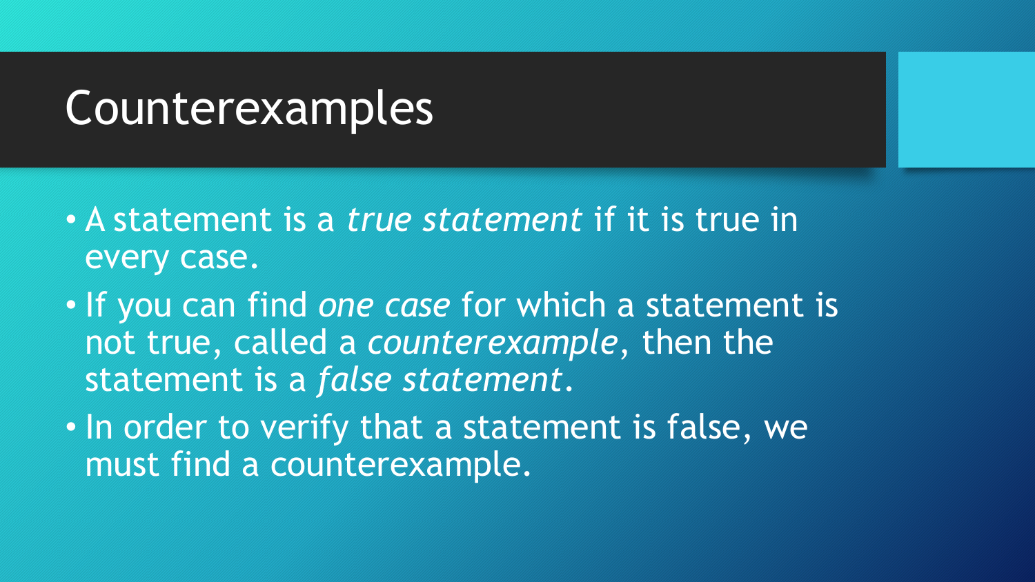# Counterexamples

- A statement is a *true statement* if it is true in every case.
- If you can find *one case* for which a statement is not true, called a *counterexample*, then the statement is a *false statement*.
- In order to verify that a statement is false, we must find a counterexample.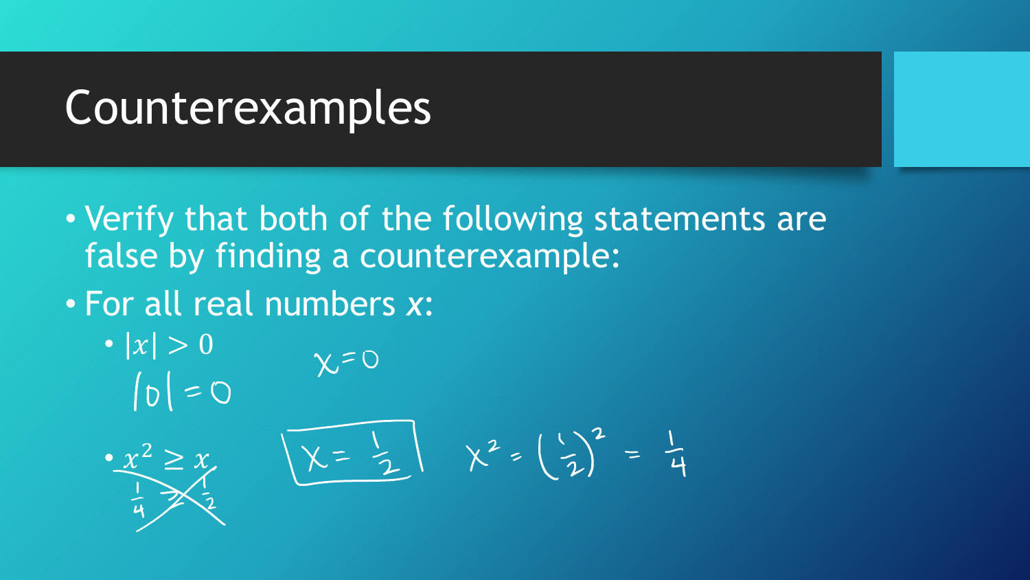# Counterexamples

- Verify that both of the following statements are false by finding a counterexample:
- For all real numbers *x*:
  - $|x| > 0$

    $|0| = 0$ $\quad x = 0$

  - $x^2 \geq x$

    $\frac{1}{4} \geq \frac{1}{2}$ (crossed out) $\quad \boxed{x = \frac{1}{2}} \quad x^2 = \left(\frac{1}{2}\right)^2 = \frac{1}{4}$